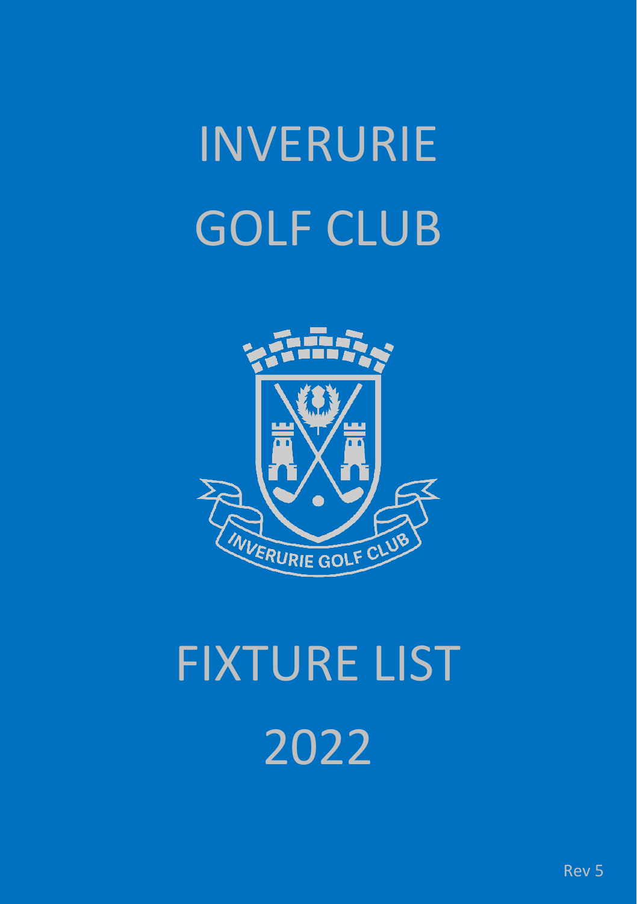# INVERURIE GOLF CLUB

# FIXTURE LIST 2022

Rev 5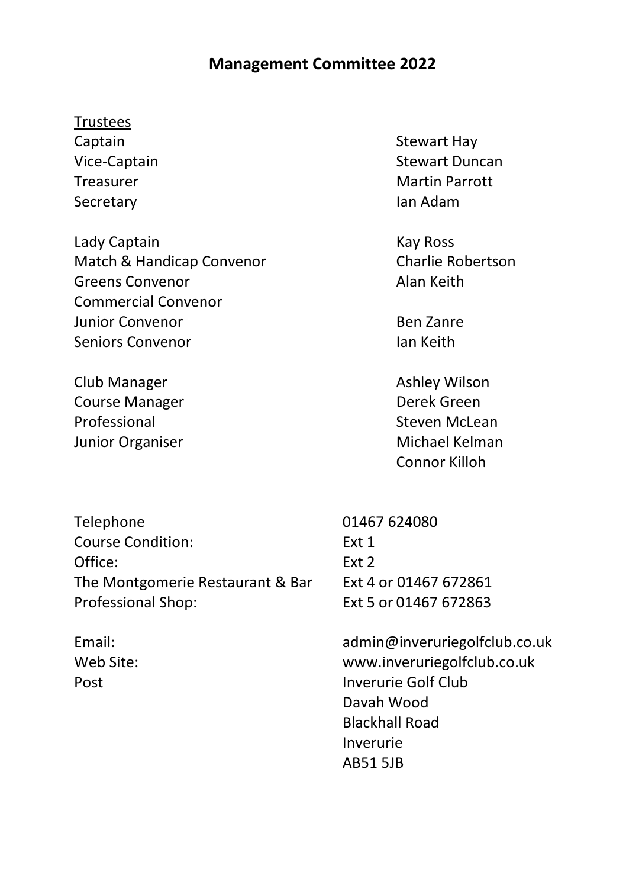# Management Committee 2022

| Trustees | |
|---|---|
| Captain | Stewart Hay |
| Vice-Captain | Stewart Duncan |
| Treasurer | Martin Parrott |
| Secretary | Ian Adam |
| | |
| Lady Captain | Kay Ross |
| Match & Handicap Convenor | Charlie Robertson |
| Greens Convenor | Alan Keith |
| Commercial Convenor | |
| Junior Convenor | Ben Zanre |
| Seniors Convenor | Ian Keith |
| | |
| Club Manager | Ashley Wilson |
| Course Manager | Derek Green |
| Professional | Steven McLean |
| Junior Organiser | Michael Kelman |
| | Connor Killoh |

| | |
|---|---|
| Telephone | 01467 624080 |
| Course Condition: | Ext 1 |
| Office: | Ext 2 |
| The Montgomerie Restaurant & Bar | Ext 4 or 01467 672861 |
| Professional Shop: | Ext 5 or 01467 672863 |
| | |
| Email: | admin@inveruriegolfclub.co.uk |
| Web Site: | www.inveruriegolfclub.co.uk |
| Post | Inverurie Golf Club<br>Davah Wood<br>Blackhall Road<br>Inverurie<br>AB51 5JB |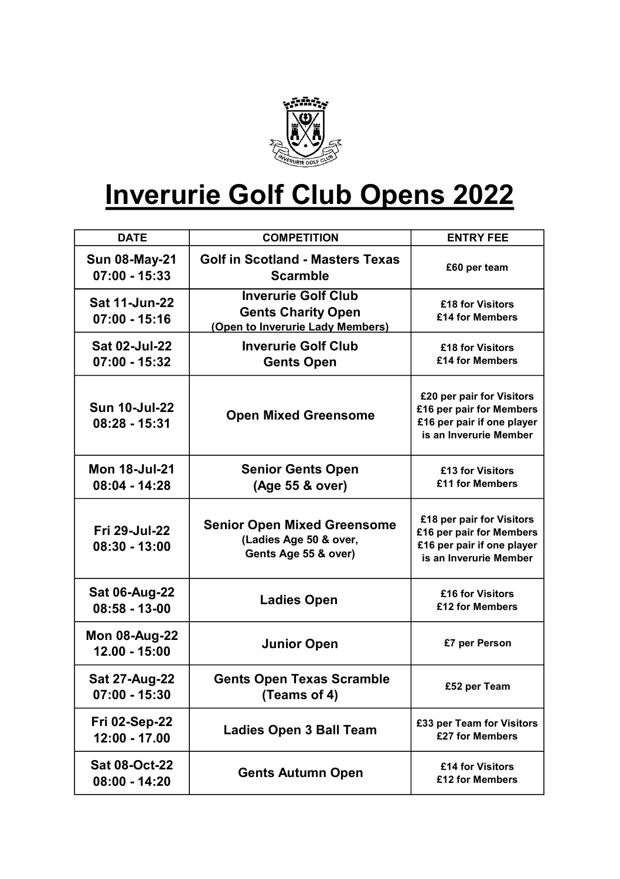# Inverurie Golf Club Opens 2022

| DATE | COMPETITION | ENTRY FEE |
|---|---|---|
| **Sun 08-May-21**<br>**07:00 - 15:33** | **Golf in Scotland - Masters Texas Scarmble** | **£60 per team** |
| **Sat 11-Jun-22**<br>**07:00 - 15:16** | **Inverurie Golf Club**<br>**Gents Charity Open**<br>**(Open to Inverurie Lady Members)** | **£18 for Visitors**<br>**£14 for Members** |
| **Sat 02-Jul-22**<br>**07:00 - 15:32** | **Inverurie Golf Club**<br>**Gents Open** | **£18 for Visitors**<br>**£14 for Members** |
| **Sun 10-Jul-22**<br>**08:28 - 15:31** | **Open Mixed Greensome** | **£20 per pair for Visitors**<br>**£16 per pair for Members**<br>**£16 per pair if one player is an Inverurie Member** |
| **Mon 18-Jul-21**<br>**08:04 - 14:28** | **Senior Gents Open**<br>**(Age 55 & over)** | **£13 for Visitors**<br>**£11 for Members** |
| **Fri 29-Jul-22**<br>**08:30 - 13:00** | **Senior Open Mixed Greensome**<br>**(Ladies Age 50 & over,**<br>**Gents Age 55 & over)** | **£18 per pair for Visitors**<br>**£16 per pair for Members**<br>**£16 per pair if one player is an Inverurie Member** |
| **Sat 06-Aug-22**<br>**08:58 - 13-00** | **Ladies Open** | **£16 for Visitors**<br>**£12 for Members** |
| **Mon 08-Aug-22**<br>**12.00 - 15:00** | **Junior Open** | **£7 per Person** |
| **Sat 27-Aug-22**<br>**07:00 - 15:30** | **Gents Open Texas Scramble**<br>**(Teams of 4)** | **£52 per Team** |
| **Fri 02-Sep-22**<br>**12:00 - 17.00** | **Ladies Open 3 Ball Team** | **£33 per Team for Visitors**<br>**£27 for Members** |
| **Sat 08-Oct-22**<br>**08:00 - 14:20** | **Gents Autumn Open** | **£14 for Visitors**<br>**£12 for Members** |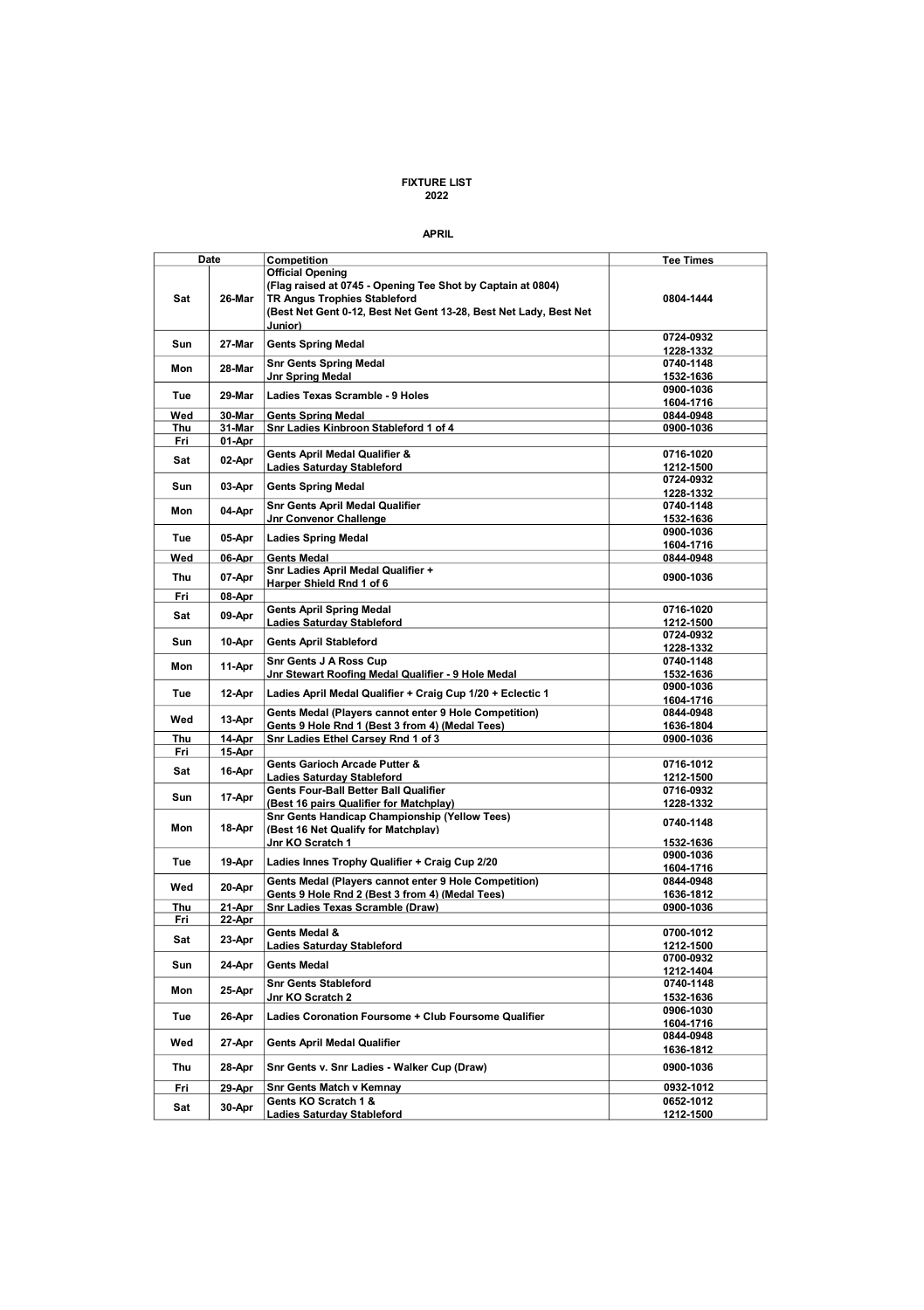**FIXTURE LIST**
**2022**

**APRIL**

| Date | | Competition | Tee Times |
|---|---|---|---|
| Sat | 26-Mar | Official Opening<br>(Flag raised at 0745 - Opening Tee Shot by Captain at 0804)<br>TR Angus Trophies Stableford<br>(Best Net Gent 0-12, Best Net Gent 13-28, Best Net Lady, Best Net Junior) | 0804-1444 |
| Sun | 27-Mar | Gents Spring Medal | 0724-0932<br>1228-1332 |
| Mon | 28-Mar | Snr Gents Spring Medal<br>Jnr Spring Medal | 0740-1148<br>1532-1636 |
| Tue | 29-Mar | Ladies Texas Scramble - 9 Holes | 0900-1036<br>1604-1716 |
| Wed | 30-Mar | Gents Spring Medal | 0844-0948 |
| Thu | 31-Mar | Snr Ladies Kinbroon Stableford 1 of 4 | 0900-1036 |
| Fri | 01-Apr | | |
| Sat | 02-Apr | Gents April Medal Qualifier &<br>Ladies Saturday Stableford | 0716-1020<br>1212-1500 |
| Sun | 03-Apr | Gents Spring Medal | 0724-0932<br>1228-1332 |
| Mon | 04-Apr | Snr Gents April Medal Qualifier<br>Jnr Convenor Challenge | 0740-1148<br>1532-1636 |
| Tue | 05-Apr | Ladies Spring Medal | 0900-1036<br>1604-1716 |
| Wed | 06-Apr | Gents Medal | 0844-0948 |
| Thu | 07-Apr | Snr Ladies April Medal Qualifier +<br>Harper Shield Rnd 1 of 6 | 0900-1036 |
| Fri | 08-Apr | | |
| Sat | 09-Apr | Gents April Spring Medal<br>Ladies Saturday Stableford | 0716-1020<br>1212-1500 |
| Sun | 10-Apr | Gents April Stableford | 0724-0932<br>1228-1332 |
| Mon | 11-Apr | Snr Gents J A Ross Cup<br>Jnr Stewart Roofing Medal Qualifier - 9 Hole Medal | 0740-1148<br>1532-1636 |
| Tue | 12-Apr | Ladies April Medal Qualifier + Craig Cup 1/20 + Eclectic 1 | 0900-1036<br>1604-1716 |
| Wed | 13-Apr | Gents Medal (Players cannot enter 9 Hole Competition)<br>Gents 9 Hole Rnd 1 (Best 3 from 4) (Medal Tees) | 0844-0948<br>1636-1804 |
| Thu | 14-Apr | Snr Ladies Ethel Carsey Rnd 1 of 3 | 0900-1036 |
| Fri | 15-Apr | | |
| Sat | 16-Apr | Gents Garioch Arcade Putter &<br>Ladies Saturday Stableford | 0716-1012<br>1212-1500 |
| Sun | 17-Apr | Gents Four-Ball Better Ball Qualifier<br>(Best 16 pairs Qualifier for Matchplay) | 0716-0932<br>1228-1332 |
| Mon | 18-Apr | Snr Gents Handicap Championship (Yellow Tees)<br>(Best 16 Net Qualify for Matchplay)<br>Jnr KO Scratch 1 | 0740-1148<br><br>1532-1636 |
| Tue | 19-Apr | Ladies Innes Trophy Qualifier + Craig Cup 2/20 | 0900-1036<br>1604-1716 |
| Wed | 20-Apr | Gents Medal (Players cannot enter 9 Hole Competition)<br>Gents 9 Hole Rnd 2 (Best 3 from 4) (Medal Tees) | 0844-0948<br>1636-1812 |
| Thu | 21-Apr | Snr Ladies Texas Scramble (Draw) | 0900-1036 |
| Fri | 22-Apr | | |
| Sat | 23-Apr | Gents Medal &<br>Ladies Saturday Stableford | 0700-1012<br>1212-1500 |
| Sun | 24-Apr | Gents Medal | 0700-0932<br>1212-1404 |
| Mon | 25-Apr | Snr Gents Stableford<br>Jnr KO Scratch 2 | 0740-1148<br>1532-1636 |
| Tue | 26-Apr | Ladies Coronation Foursome + Club Foursome Qualifier | 0906-1030<br>1604-1716 |
| Wed | 27-Apr | Gents April Medal Qualifier | 0844-0948<br>1636-1812 |
| Thu | 28-Apr | Snr Gents v. Snr Ladies - Walker Cup (Draw) | 0900-1036 |
| Fri | 29-Apr | Snr Gents Match v Kemnay | 0932-1012 |
| Sat | 30-Apr | Gents KO Scratch 1 &<br>Ladies Saturday Stableford | 0652-1012<br>1212-1500 |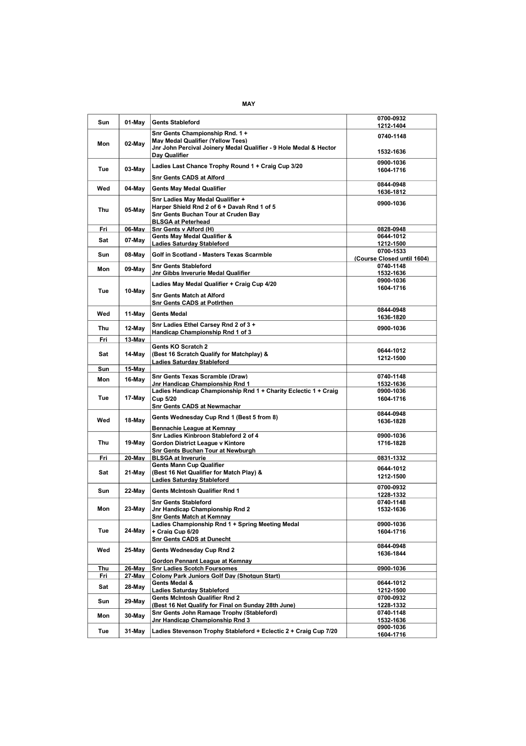**MAY**

| | | | |
|---|---|---|---|
| Sun | 01-May | Gents Stableford | 0700-0932<br>1212-1404 |
| Mon | 02-May | Snr Gents Championship Rnd. 1 +<br>May Medal Qualifier (Yellow Tees)<br>Jnr John Percival Joinery Medal Qualifier - 9 Hole Medal & Hector Day Qualifier | 0740-1148<br>1532-1636 |
| Tue | 03-May | Ladies Last Chance Trophy Round 1 + Craig Cup 3/20<br>Snr Gents CADS at Alford | 0900-1036<br>1604-1716 |
| Wed | 04-May | Gents May Medal Qualifier | 0844-0948<br>1636-1812 |
| Thu | 05-May | Snr Ladies May Medal Qualifier +<br>Harper Shield Rnd 2 of 6 + Davah Rnd 1 of 5<br>Snr Gents Buchan Tour at Cruden Bay<br>BLSGA at Peterhead | 0900-1036 |
| Fri | 06-May | Snr Gents v Alford (H) | 0828-0948 |
| Sat | 07-May | Gents May Medal Qualifier &<br>Ladies Saturday Stableford | 0644-1012<br>1212-1500 |
| Sun | 08-May | Golf in Scotland - Masters Texas Scarmble | 0700-1533<br>(Course Closed until 1604) |
| Mon | 09-May | Snr Gents Stableford<br>Jnr Gibbs Inverurie Medal Qualifier | 0740-1148<br>1532-1636 |
| Tue | 10-May | Ladies May Medal Qualifier + Craig Cup 4/20<br>Snr Gents Match at Alford<br>Snr Gents CADS at Potlrthen | 0900-1036<br>1604-1716 |
| Wed | 11-May | Gents Medal | 0844-0948<br>1636-1820 |
| Thu | 12-May | Snr Ladies Ethel Carsey Rnd 2 of 3 +<br>Handicap Championship Rnd 1 of 3 | 0900-1036 |
| Fri | 13-May | | |
| Sat | 14-May | Gents KO Scratch 2<br>(Best 16 Scratch Qualify for Matchplay) &<br>Ladies Saturday Stableford | 0644-1012<br>1212-1500 |
| Sun | 15-May | | |
| Mon | 16-May | Snr Gents Texas Scramble (Draw)<br>Jnr Handicap Championship Rnd 1 | 0740-1148<br>1532-1636 |
| Tue | 17-May | Ladies Handicap Championship Rnd 1 + Charity Eclectic 1 + Craig Cup 5/20<br>Snr Gents CADS at Newmachar | 0900-1036<br>1604-1716 |
| Wed | 18-May | Gents Wednesday Cup Rnd 1 (Best 5 from 8)<br>Bennachie League at Kemnay | 0844-0948<br>1636-1828 |
| Thu | 19-May | Snr Ladies Kinbroon Stableford 2 of 4<br>Gordon District League v Kintore<br>Snr Gents Buchan Tour at Newburgh | 0900-1036<br>1716-1828 |
| Fri | 20-May | BLSGA at Inverurie | 0831-1332 |
| Sat | 21-May | Gents Mann Cup Qualifier<br>(Best 16 Net Qualifier for Match Play) &<br>Ladies Saturday Stableford | 0644-1012<br>1212-1500 |
| Sun | 22-May | Gents McIntosh Qualifier Rnd 1 | 0700-0932<br>1228-1332 |
| Mon | 23-May | Snr Gents Stableford<br>Jnr Handicap Championship Rnd 2<br>Snr Gents Match at Kemnay | 0740-1148<br>1532-1636 |
| Tue | 24-May | Ladies Championship Rnd 1 + Spring Meeting Medal<br>+ Craig Cup 6/20<br>Snr Gents CADS at Dunecht | 0900-1036<br>1604-1716 |
| Wed | 25-May | Gents Wednesday Cup Rnd 2<br>Gordon Pennant League at Kemnay | 0844-0948<br>1636-1844 |
| Thu | 26-May | Snr Ladies Scotch Foursomes | 0900-1036 |
| Fri | 27-May | Colony Park Juniors Golf Day (Shotgun Start) | |
| Sat | 28-May | Gents Medal &<br>Ladies Saturday Stableford | 0644-1012<br>1212-1500 |
| Sun | 29-May | Gents McIntosh Qualifier Rnd 2<br>(Best 16 Net Qualify for Final on Sunday 28th June) | 0700-0932<br>1228-1332 |
| Mon | 30-May | Snr Gents John Ramage Trophy (Stableford)<br>Jnr Handicap Championship Rnd 3 | 0740-1148<br>1532-1636 |
| Tue | 31-May | Ladies Stevenson Trophy Stableford + Eclectic 2 + Craig Cup 7/20 | 0900-1036<br>1604-1716 |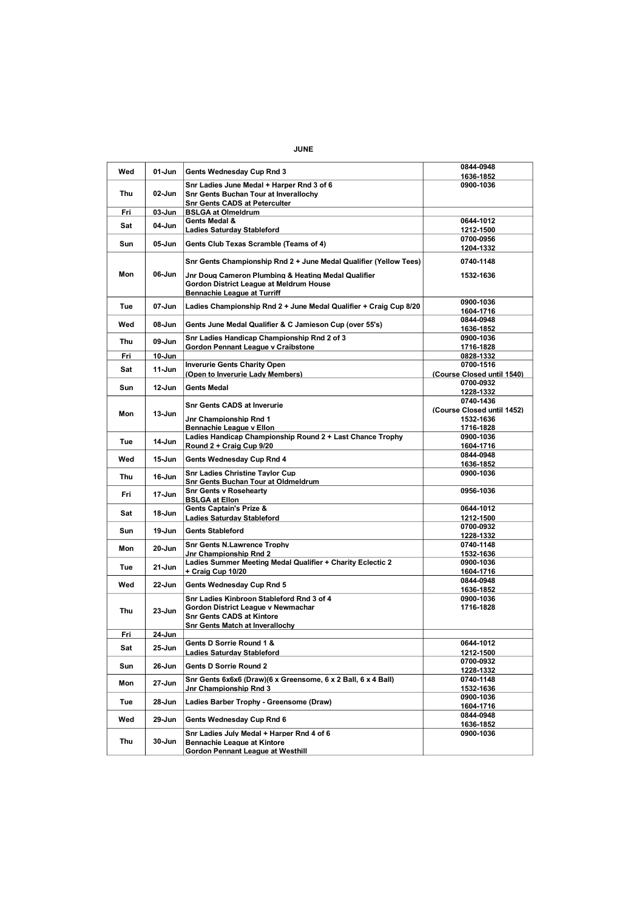# JUNE

| | | | |
|---|---|---|---|
| Wed | 01-Jun | Gents Wednesday Cup Rnd 3 | 0844-0948<br>1636-1852 |
| Thu | 02-Jun | Snr Ladies June Medal + Harper Rnd 3 of 6<br>Snr Gents Buchan Tour at Inverallochy<br>Snr Gents CADS at Peterculter | 0900-1036 |
| Fri | 03-Jun | BSLGA at Olmeldrum | |
| Sat | 04-Jun | Gents Medal &<br>Ladies Saturday Stableford | 0644-1012<br>1212-1500 |
| Sun | 05-Jun | Gents Club Texas Scramble (Teams of 4) | 0700-0956<br>1204-1332 |
| Mon | 06-Jun | Snr Gents Championship Rnd 2 + June Medal Qualifier (Yellow Tees)<br>Jnr Doug Cameron Plumbing & Heating Medal Qualifier<br>Gordon District League at Meldrum House<br>Bennachie League at Turriff | 0740-1148<br>1532-1636 |
| Tue | 07-Jun | Ladies Championship Rnd 2 + June Medal Qualifier + Craig Cup 8/20 | 0900-1036<br>1604-1716 |
| Wed | 08-Jun | Gents June Medal Qualifier & C Jamieson Cup (over 55's) | 0844-0948<br>1636-1852 |
| Thu | 09-Jun | Snr Ladies Handicap Championship Rnd 2 of 3<br>Gordon Pennant League v Craibstone | 0900-1036<br>1716-1828 |
| Fri | 10-Jun | | 0828-1332 |
| Sat | 11-Jun | Inverurie Gents Charity Open<br>(Open to Inverurie Lady Members) | 0700-1516<br>(Course Closed until 1540) |
| Sun | 12-Jun | Gents Medal | 0700-0932<br>1228-1332 |
| Mon | 13-Jun | Snr Gents CADS at Inverurie<br>Jnr Championship Rnd 1<br>Bennachie League v Ellon | 0740-1436<br>(Course Closed until 1452)<br>1532-1636<br>1716-1828 |
| Tue | 14-Jun | Ladies Handicap Championship Round 2 + Last Chance Trophy Round 2 + Craig Cup 9/20 | 0900-1036<br>1604-1716 |
| Wed | 15-Jun | Gents Wednesday Cup Rnd 4 | 0844-0948<br>1636-1852 |
| Thu | 16-Jun | Snr Ladies Christine Taylor Cup<br>Snr Gents Buchan Tour at Oldmeldrum | 0900-1036 |
| Fri | 17-Jun | Snr Gents v Rosehearty<br>BSLGA at Ellon | 0956-1036 |
| Sat | 18-Jun | Gents Captain's Prize &<br>Ladies Saturday Stableford | 0644-1012<br>1212-1500 |
| Sun | 19-Jun | Gents Stableford | 0700-0932<br>1228-1332 |
| Mon | 20-Jun | Snr Gents N.Lawrence Trophy<br>Jnr Championship Rnd 2 | 0740-1148<br>1532-1636 |
| Tue | 21-Jun | Ladies Summer Meeting Medal Qualifier + Charity Eclectic 2 + Craig Cup 10/20 | 0900-1036<br>1604-1716 |
| Wed | 22-Jun | Gents Wednesday Cup Rnd 5 | 0844-0948<br>1636-1852 |
| Thu | 23-Jun | Snr Ladies Kinbroon Stableford Rnd 3 of 4<br>Gordon District League v Newmachar<br>Snr Gents CADS at Kintore<br>Snr Gents Match at Inverallochy | 0900-1036<br>1716-1828 |
| Fri | 24-Jun | | |
| Sat | 25-Jun | Gents D Sorrie Round 1 &<br>Ladies Saturday Stableford | 0644-1012<br>1212-1500 |
| Sun | 26-Jun | Gents D Sorrie Round 2 | 0700-0932<br>1228-1332 |
| Mon | 27-Jun | Snr Gents 6x6x6 (Draw)(6 x Greensome, 6 x 2 Ball, 6 x 4 Ball)<br>Jnr Championship Rnd 3 | 0740-1148<br>1532-1636 |
| Tue | 28-Jun | Ladies Barber Trophy - Greensome (Draw) | 0900-1036<br>1604-1716 |
| Wed | 29-Jun | Gents Wednesday Cup Rnd 6 | 0844-0948<br>1636-1852 |
| Thu | 30-Jun | Snr Ladies July Medal + Harper Rnd 4 of 6<br>Bennachie League at Kintore<br>Gordon Pennant League at Westhill | 0900-1036 |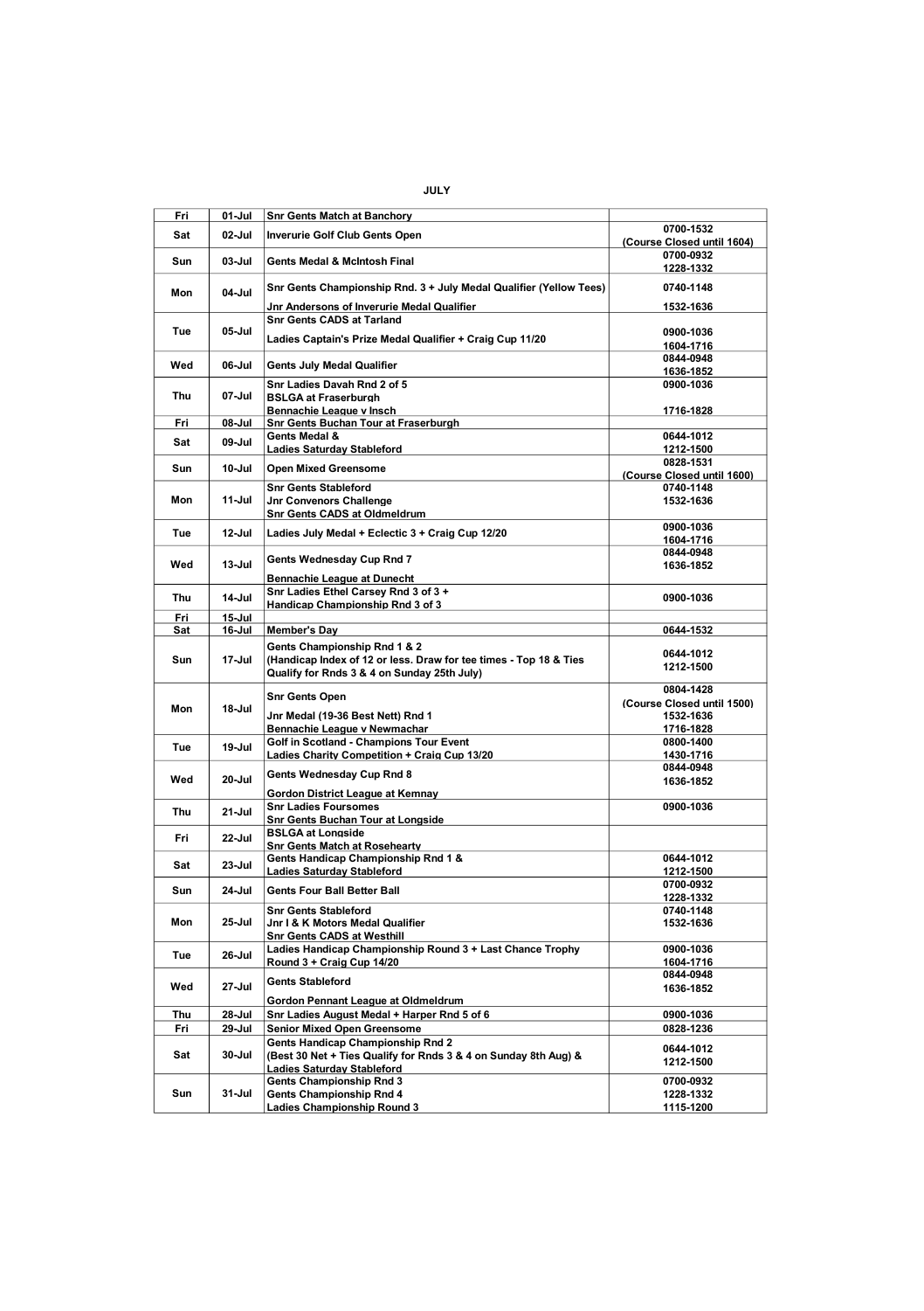**JULY**

| | | | |
|---|---|---|---|
| Fri | 01-Jul | Snr Gents Match at Banchory | |
| Sat | 02-Jul | Inverurie Golf Club Gents Open | 0700-1532<br>(Course Closed until 1604) |
| Sun | 03-Jul | Gents Medal & McIntosh Final | 0700-0932<br>1228-1332 |
| Mon | 04-Jul | Snr Gents Championship Rnd. 3 + July Medal Qualifier (Yellow Tees)<br>Jnr Andersons of Inverurie Medal Qualifier | 0740-1148<br>1532-1636 |
| Tue | 05-Jul | Snr Gents CADS at Tarland<br>Ladies Captain's Prize Medal Qualifier + Craig Cup 11/20 | 0900-1036<br>1604-1716 |
| Wed | 06-Jul | Gents July Medal Qualifier | 0844-0948<br>1636-1852 |
| Thu | 07-Jul | Snr Ladies Davah Rnd 2 of 5<br>BSLGA at Fraserburgh<br>Bennachie League v Insch | 0900-1036<br>1716-1828 |
| Fri | 08-Jul | Snr Gents Buchan Tour at Fraserburgh | |
| Sat | 09-Jul | Gents Medal &<br>Ladies Saturday Stableford | 0644-1012<br>1212-1500 |
| Sun | 10-Jul | Open Mixed Greensome | 0828-1531<br>(Course Closed until 1600) |
| Mon | 11-Jul | Snr Gents Stableford<br>Jnr Convenors Challenge<br>Snr Gents CADS at Oldmeldrum | 0740-1148<br>1532-1636 |
| Tue | 12-Jul | Ladies July Medal + Eclectic 3 + Craig Cup 12/20 | 0900-1036<br>1604-1716 |
| Wed | 13-Jul | Gents Wednesday Cup Rnd 7<br>Bennachie League at Dunecht | 0844-0948<br>1636-1852 |
| Thu | 14-Jul | Snr Ladies Ethel Carsey Rnd 3 of 3 +<br>Handicap Championship Rnd 3 of 3 | 0900-1036 |
| Fri | 15-Jul | | |
| Sat | 16-Jul | Member's Day | 0644-1532 |
| Sun | 17-Jul | Gents Championship Rnd 1 & 2<br>(Handicap Index of 12 or less. Draw for tee times - Top 18 & Ties Qualify for Rnds 3 & 4 on Sunday 25th July) | 0644-1012<br>1212-1500 |
| Mon | 18-Jul | Snr Gents Open<br>Jnr Medal (19-36 Best Nett) Rnd 1<br>Bennachie League v Newmachar | 0804-1428<br>(Course Closed until 1500)<br>1532-1636<br>1716-1828 |
| Tue | 19-Jul | Golf in Scotland - Champions Tour Event<br>Ladies Charity Competition + Craig Cup 13/20 | 0800-1400<br>1430-1716 |
| Wed | 20-Jul | Gents Wednesday Cup Rnd 8<br>Gordon District League at Kemnay | 0844-0948<br>1636-1852 |
| Thu | 21-Jul | Snr Ladies Foursomes<br>Snr Gents Buchan Tour at Longside | 0900-1036 |
| Fri | 22-Jul | BSLGA at Longside<br>Snr Gents Match at Rosehearty | |
| Sat | 23-Jul | Gents Handicap Championship Rnd 1 &<br>Ladies Saturday Stableford | 0644-1012<br>1212-1500 |
| Sun | 24-Jul | Gents Four Ball Better Ball | 0700-0932<br>1228-1332 |
| Mon | 25-Jul | Snr Gents Stableford<br>Jnr I & K Motors Medal Qualifier<br>Snr Gents CADS at Westhill | 0740-1148<br>1532-1636 |
| Tue | 26-Jul | Ladies Handicap Championship Round 3 + Last Chance Trophy Round 3 + Craig Cup 14/20 | 0900-1036<br>1604-1716 |
| Wed | 27-Jul | Gents Stableford<br>Gordon Pennant League at Oldmeldrum | 0844-0948<br>1636-1852 |
| Thu | 28-Jul | Snr Ladies August Medal + Harper Rnd 5 of 6 | 0900-1036 |
| Fri | 29-Jul | Senior Mixed Open Greensome | 0828-1236 |
| Sat | 30-Jul | Gents Handicap Championship Rnd 2<br>(Best 30 Net + Ties Qualify for Rnds 3 & 4 on Sunday 8th Aug) &<br>Ladies Saturday Stableford | 0644-1012<br>1212-1500 |
| Sun | 31-Jul | Gents Championship Rnd 3<br>Gents Championship Rnd 4<br>Ladies Championship Round 3 | 0700-0932<br>1228-1332<br>1115-1200 |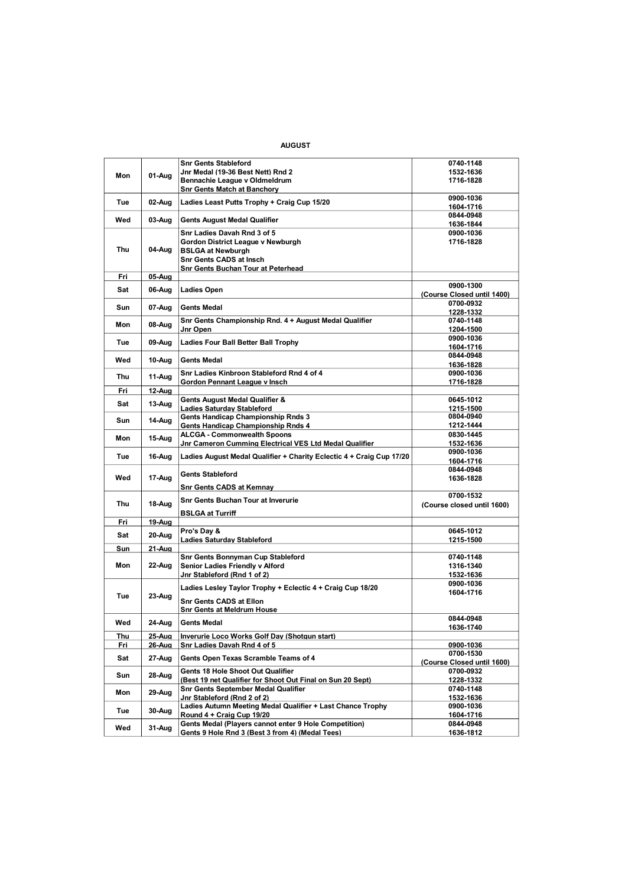## AUGUST

| | | | |
|---|---|---|---|
| Mon | 01-Aug | Snr Gents Stableford<br>Jnr Medal (19-36 Best Nett) Rnd 2<br>Bennachie League v Oldmeldrum<br>Snr Gents Match at Banchory | 0740-1148<br>1532-1636<br>1716-1828 |
| Tue | 02-Aug | Ladies Least Putts Trophy + Craig Cup 15/20 | 0900-1036<br>1604-1716 |
| Wed | 03-Aug | Gents August Medal Qualifier | 0844-0948<br>1636-1844 |
| Thu | 04-Aug | Snr Ladies Davah Rnd 3 of 5<br>Gordon District League v Newburgh<br>BSLGA at Newburgh<br>Snr Gents CADS at Insch<br>Snr Gents Buchan Tour at Peterhead | 0900-1036<br>1716-1828 |
| Fri | 05-Aug | | |
| Sat | 06-Aug | Ladies Open | 0900-1300<br>(Course Closed until 1400) |
| Sun | 07-Aug | Gents Medal | 0700-0932<br>1228-1332 |
| Mon | 08-Aug | Snr Gents Championship Rnd. 4 + August Medal Qualifier<br>Jnr Open | 0740-1148<br>1204-1500 |
| Tue | 09-Aug | Ladies Four Ball Better Ball Trophy | 0900-1036<br>1604-1716 |
| Wed | 10-Aug | Gents Medal | 0844-0948<br>1636-1828 |
| Thu | 11-Aug | Snr Ladies Kinbroon Stableford Rnd 4 of 4<br>Gordon Pennant League v Insch | 0900-1036<br>1716-1828 |
| Fri | 12-Aug | | |
| Sat | 13-Aug | Gents August Medal Qualifier &<br>Ladies Saturday Stableford | 0645-1012<br>1215-1500 |
| Sun | 14-Aug | Gents Handicap Championship Rnds 3<br>Gents Handicap Championship Rnds 4 | 0804-0940<br>1212-1444 |
| Mon | 15-Aug | ALCGA - Commonwealth Spoons<br>Jnr Cameron Cumming Electrical VES Ltd Medal Qualifier | 0830-1445<br>1532-1636 |
| Tue | 16-Aug | Ladies August Medal Qualifier + Charity Eclectic 4 + Craig Cup 17/20 | 0900-1036<br>1604-1716 |
| Wed | 17-Aug | Gents Stableford<br>Snr Gents CADS at Kemnay | 0844-0948<br>1636-1828 |
| Thu | 18-Aug | Snr Gents Buchan Tour at Inverurie<br>BSLGA at Turriff | 0700-1532<br>(Course closed until 1600) |
| Fri | 19-Aug | | |
| Sat | 20-Aug | Pro's Day &<br>Ladies Saturday Stableford | 0645-1012<br>1215-1500 |
| Sun | 21-Aug | | |
| Mon | 22-Aug | Snr Gents Bonnyman Cup Stableford<br>Senior Ladies Friendly v Alford<br>Jnr Stableford (Rnd 1 of 2) | 0740-1148<br>1316-1340<br>1532-1636 |
| Tue | 23-Aug | Ladies Lesley Taylor Trophy + Eclectic 4 + Craig Cup 18/20<br>Snr Gents CADS at Ellon<br>Snr Gents at Meldrum House | 0900-1036<br>1604-1716 |
| Wed | 24-Aug | Gents Medal | 0844-0948<br>1636-1740 |
| Thu | 25-Aug | Inverurie Loco Works Golf Day (Shotgun start) | |
| Fri | 26-Aug | Snr Ladies Davah Rnd 4 of 5 | 0900-1036 |
| Sat | 27-Aug | Gents Open Texas Scramble Teams of 4 | 0700-1530<br>(Course Closed until 1600) |
| Sun | 28-Aug | Gents 18 Hole Shoot Out Qualifier<br>(Best 19 net Qualifier for Shoot Out Final on Sun 20 Sept) | 0700-0932<br>1228-1332 |
| Mon | 29-Aug | Snr Gents September Medal Qualifier<br>Jnr Stableford (Rnd 2 of 2) | 0740-1148<br>1532-1636 |
| Tue | 30-Aug | Ladies Autumn Meeting Medal Qualifier + Last Chance Trophy<br>Round 4 + Craig Cup 19/20 | 0900-1036<br>1604-1716 |
| Wed | 31-Aug | Gents Medal (Players cannot enter 9 Hole Competition)<br>Gents 9 Hole Rnd 3 (Best 3 from 4) (Medal Tees) | 0844-0948<br>1636-1812 |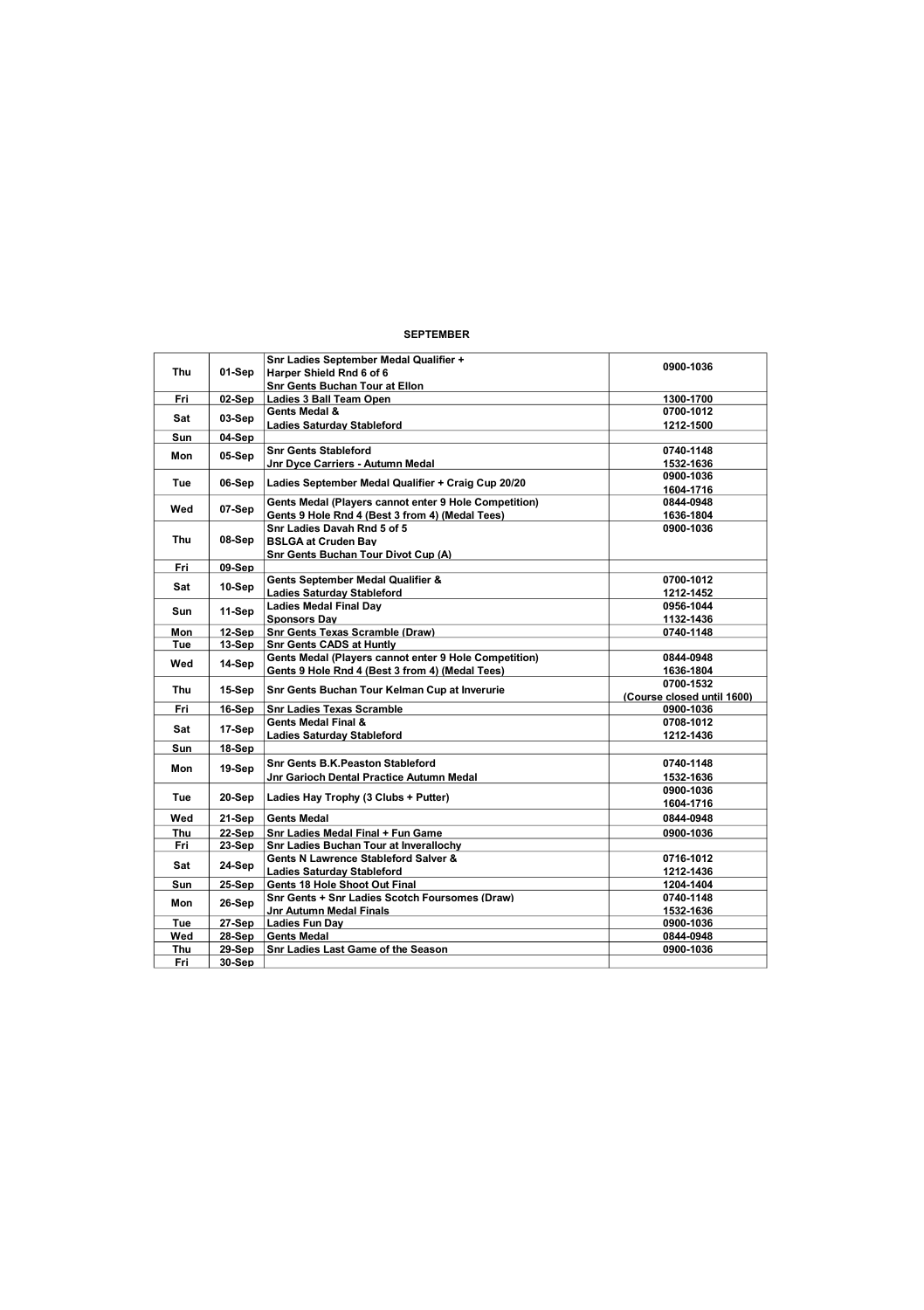## SEPTEMBER

| | | | |
|---|---|---|---|
| Thu | 01-Sep | Snr Ladies September Medal Qualifier + Harper Shield Rnd 6 of 6<br>Snr Gents Buchan Tour at Ellon | 0900-1036 |
| Fri | 02-Sep | Ladies 3 Ball Team Open | 1300-1700 |
| Sat | 03-Sep | Gents Medal &<br>Ladies Saturday Stableford | 0700-1012<br>1212-1500 |
| Sun | 04-Sep | | |
| Mon | 05-Sep | Snr Gents Stableford<br>Jnr Dyce Carriers - Autumn Medal | 0740-1148<br>1532-1636 |
| Tue | 06-Sep | Ladies September Medal Qualifier + Craig Cup 20/20 | 0900-1036<br>1604-1716 |
| Wed | 07-Sep | Gents Medal (Players cannot enter 9 Hole Competition)<br>Gents 9 Hole Rnd 4 (Best 3 from 4) (Medal Tees) | 0844-0948<br>1636-1804 |
| Thu | 08-Sep | Snr Ladies Davah Rnd 5 of 5<br>BSLGA at Cruden Bay<br>Snr Gents Buchan Tour Divot Cup (A) | 0900-1036 |
| Fri | 09-Sep | | |
| Sat | 10-Sep | Gents September Medal Qualifier &<br>Ladies Saturday Stableford | 0700-1012<br>1212-1452 |
| Sun | 11-Sep | Ladies Medal Final Day<br>Sponsors Day | 0956-1044<br>1132-1436 |
| Mon | 12-Sep | Snr Gents Texas Scramble (Draw) | 0740-1148 |
| Tue | 13-Sep | Snr Gents CADS at Huntly | |
| Wed | 14-Sep | Gents Medal (Players cannot enter 9 Hole Competition)<br>Gents 9 Hole Rnd 4 (Best 3 from 4) (Medal Tees) | 0844-0948<br>1636-1804 |
| Thu | 15-Sep | Snr Gents Buchan Tour Kelman Cup at Inverurie | 0700-1532<br>(Course closed until 1600) |
| Fri | 16-Sep | Snr Ladies Texas Scramble | 0900-1036 |
| Sat | 17-Sep | Gents Medal Final &<br>Ladies Saturday Stableford | 0708-1012<br>1212-1436 |
| Sun | 18-Sep | | |
| Mon | 19-Sep | Snr Gents B.K.Peaston Stableford<br>Jnr Garioch Dental Practice Autumn Medal | 0740-1148<br>1532-1636 |
| Tue | 20-Sep | Ladies Hay Trophy (3 Clubs + Putter) | 0900-1036<br>1604-1716 |
| Wed | 21-Sep | Gents Medal | 0844-0948 |
| Thu | 22-Sep | Snr Ladies Medal Final + Fun Game | 0900-1036 |
| Fri | 23-Sep | Snr Ladies Buchan Tour at Inverallochy | |
| Sat | 24-Sep | Gents N Lawrence Stableford Salver &<br>Ladies Saturday Stableford | 0716-1012<br>1212-1436 |
| Sun | 25-Sep | Gents 18 Hole Shoot Out Final | 1204-1404 |
| Mon | 26-Sep | Snr Gents + Snr Ladies Scotch Foursomes (Draw)<br>Jnr Autumn Medal Finals | 0740-1148<br>1532-1636 |
| Tue | 27-Sep | Ladies Fun Day | 0900-1036 |
| Wed | 28-Sep | Gents Medal | 0844-0948 |
| Thu | 29-Sep | Snr Ladies Last Game of the Season | 0900-1036 |
| Fri | 30-Sep | | |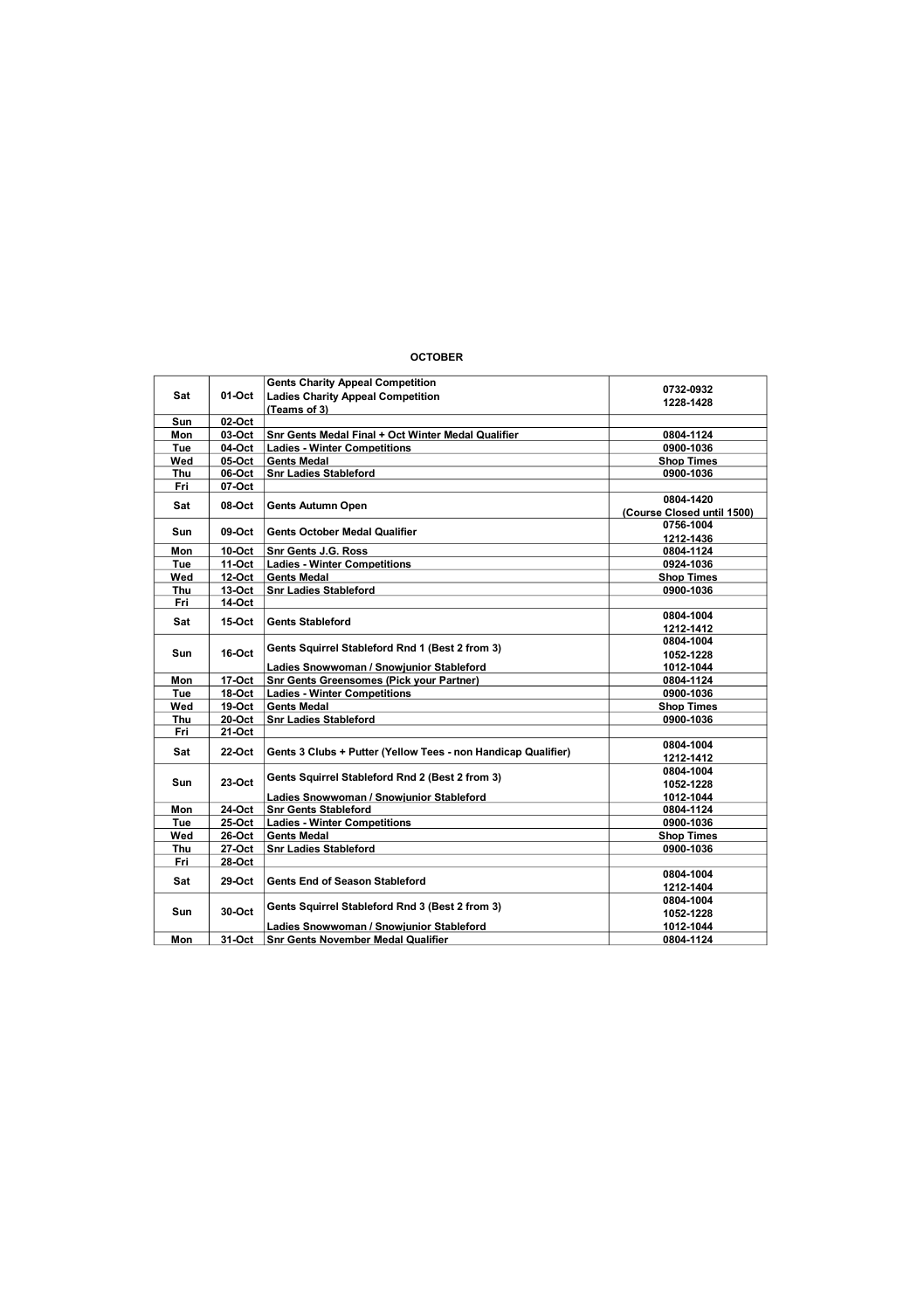## OCTOBER

| | | | |
|---|---|---|---|
| Sat | 01-Oct | Gents Charity Appeal Competition<br>Ladies Charity Appeal Competition<br>(Teams of 3) | 0732-0932<br>1228-1428 |
| Sun | 02-Oct | | |
| Mon | 03-Oct | Snr Gents Medal Final + Oct Winter Medal Qualifier | 0804-1124 |
| Tue | 04-Oct | Ladies - Winter Competitions | 0900-1036 |
| Wed | 05-Oct | Gents Medal | Shop Times |
| Thu | 06-Oct | Snr Ladies Stableford | 0900-1036 |
| Fri | 07-Oct | | |
| Sat | 08-Oct | Gents Autumn Open | 0804-1420<br>(Course Closed until 1500) |
| Sun | 09-Oct | Gents October Medal Qualifier | 0756-1004<br>1212-1436 |
| Mon | 10-Oct | Snr Gents J.G. Ross | 0804-1124 |
| Tue | 11-Oct | Ladies - Winter Competitions | 0924-1036 |
| Wed | 12-Oct | Gents Medal | Shop Times |
| Thu | 13-Oct | Snr Ladies Stableford | 0900-1036 |
| Fri | 14-Oct | | |
| Sat | 15-Oct | Gents Stableford | 0804-1004<br>1212-1412 |
| Sun | 16-Oct | Gents Squirrel Stableford Rnd 1 (Best 2 from 3)<br>Ladies Snowwoman / Snowjunior Stableford | 0804-1004<br>1052-1228<br>1012-1044 |
| Mon | 17-Oct | Snr Gents Greensomes (Pick your Partner) | 0804-1124 |
| Tue | 18-Oct | Ladies - Winter Competitions | 0900-1036 |
| Wed | 19-Oct | Gents Medal | Shop Times |
| Thu | 20-Oct | Snr Ladies Stableford | 0900-1036 |
| Fri | 21-Oct | | |
| Sat | 22-Oct | Gents 3 Clubs + Putter (Yellow Tees - non Handicap Qualifier) | 0804-1004<br>1212-1412 |
| Sun | 23-Oct | Gents Squirrel Stableford Rnd 2 (Best 2 from 3)<br>Ladies Snowwoman / Snowjunior Stableford | 0804-1004<br>1052-1228<br>1012-1044 |
| Mon | 24-Oct | Snr Gents Stableford | 0804-1124 |
| Tue | 25-Oct | Ladies - Winter Competitions | 0900-1036 |
| Wed | 26-Oct | Gents Medal | Shop Times |
| Thu | 27-Oct | Snr Ladies Stableford | 0900-1036 |
| Fri | 28-Oct | | |
| Sat | 29-Oct | Gents End of Season Stableford | 0804-1004<br>1212-1404 |
| Sun | 30-Oct | Gents Squirrel Stableford Rnd 3 (Best 2 from 3)<br>Ladies Snowwoman / Snowjunior Stableford | 0804-1004<br>1052-1228<br>1012-1044 |
| Mon | 31-Oct | Snr Gents November Medal Qualifier | 0804-1124 |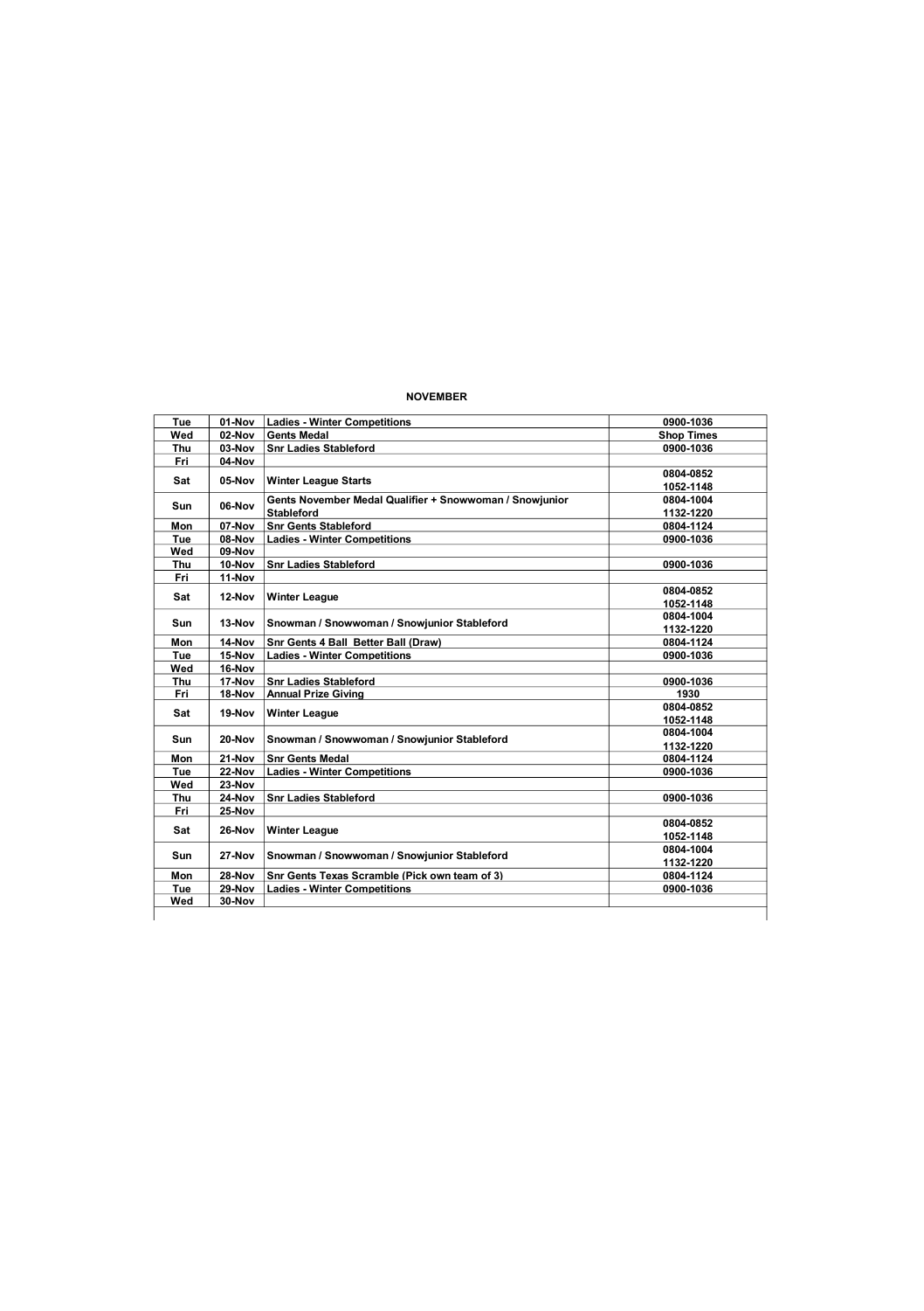**NOVEMBER**

| | | | |
|---|---|---|---|
| Tue | 01-Nov | Ladies - Winter Competitions | 0900-1036 |
| Wed | 02-Nov | Gents Medal | Shop Times |
| Thu | 03-Nov | Snr Ladies Stableford | 0900-1036 |
| Fri | 04-Nov | | |
| Sat | 05-Nov | Winter League Starts | 0804-0852<br>1052-1148 |
| Sun | 06-Nov | Gents November Medal Qualifier + Snowwoman / Snowjunior Stableford | 0804-1004<br>1132-1220 |
| Mon | 07-Nov | Snr Gents Stableford | 0804-1124 |
| Tue | 08-Nov | Ladies - Winter Competitions | 0900-1036 |
| Wed | 09-Nov | | |
| Thu | 10-Nov | Snr Ladies Stableford | 0900-1036 |
| Fri | 11-Nov | | |
| Sat | 12-Nov | Winter League | 0804-0852<br>1052-1148 |
| Sun | 13-Nov | Snowman / Snowwoman / Snowjunior Stableford | 0804-1004<br>1132-1220 |
| Mon | 14-Nov | Snr Gents 4 Ball Better Ball (Draw) | 0804-1124 |
| Tue | 15-Nov | Ladies - Winter Competitions | 0900-1036 |
| Wed | 16-Nov | | |
| Thu | 17-Nov | Snr Ladies Stableford | 0900-1036 |
| Fri | 18-Nov | Annual Prize Giving | 1930 |
| Sat | 19-Nov | Winter League | 0804-0852<br>1052-1148 |
| Sun | 20-Nov | Snowman / Snowwoman / Snowjunior Stableford | 0804-1004<br>1132-1220 |
| Mon | 21-Nov | Snr Gents Medal | 0804-1124 |
| Tue | 22-Nov | Ladies - Winter Competitions | 0900-1036 |
| Wed | 23-Nov | | |
| Thu | 24-Nov | Snr Ladies Stableford | 0900-1036 |
| Fri | 25-Nov | | |
| Sat | 26-Nov | Winter League | 0804-0852<br>1052-1148 |
| Sun | 27-Nov | Snowman / Snowwoman / Snowjunior Stableford | 0804-1004<br>1132-1220 |
| Mon | 28-Nov | Snr Gents Texas Scramble (Pick own team of 3) | 0804-1124 |
| Tue | 29-Nov | Ladies - Winter Competitions | 0900-1036 |
| Wed | 30-Nov | | |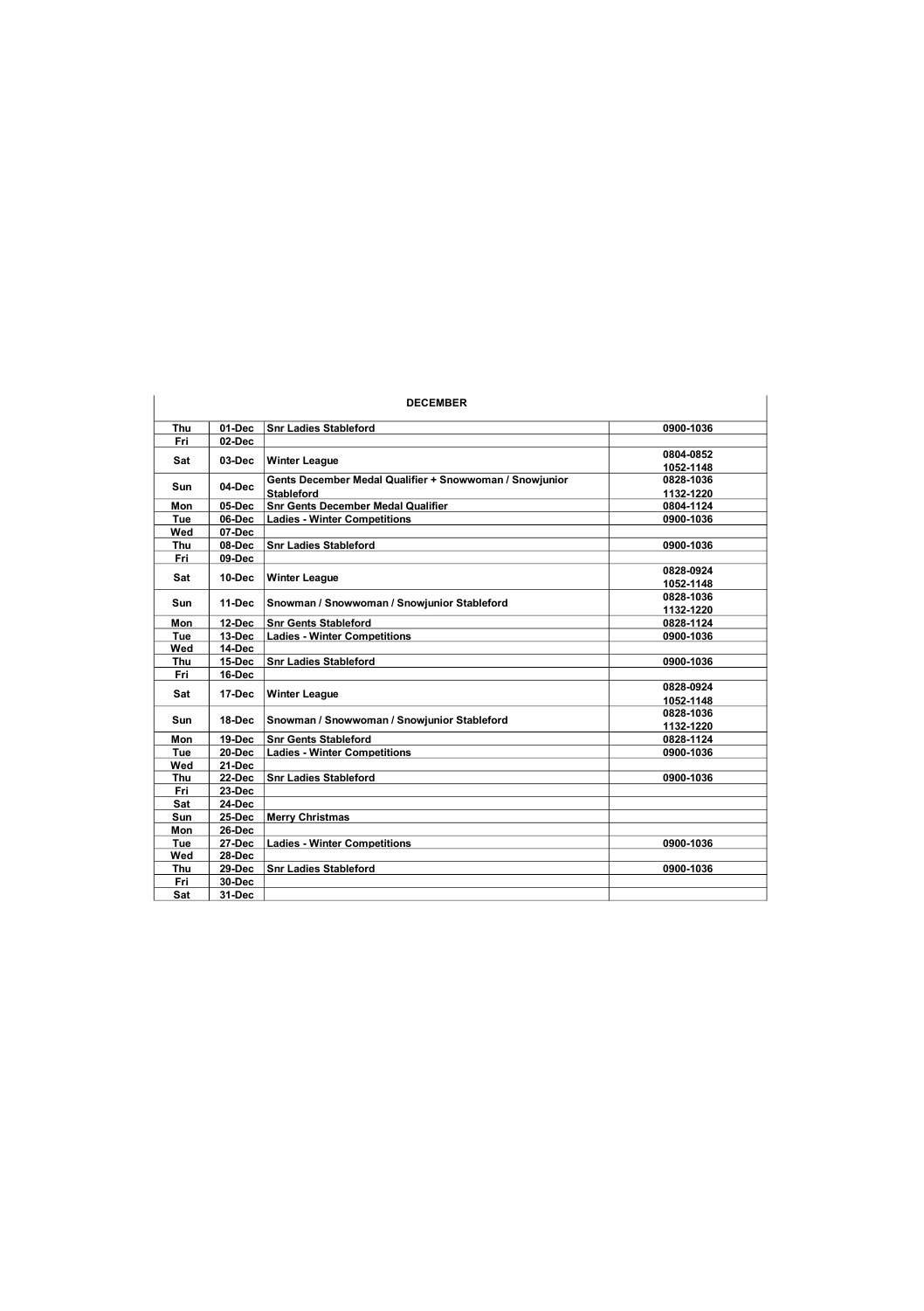| DECEMBER | | | |
|---|---|---|---|
| Thu | 01-Dec | Snr Ladies Stableford | 0900-1036 |
| Fri | 02-Dec | | |
| Sat | 03-Dec | Winter League | 0804-0852<br>1052-1148 |
| Sun | 04-Dec | Gents December Medal Qualifier + Snowwoman / Snowjunior Stableford | 0828-1036<br>1132-1220 |
| Mon | 05-Dec | Snr Gents December Medal Qualifier | 0804-1124 |
| Tue | 06-Dec | Ladies - Winter Competitions | 0900-1036 |
| Wed | 07-Dec | | |
| Thu | 08-Dec | Snr Ladies Stableford | 0900-1036 |
| Fri | 09-Dec | | |
| Sat | 10-Dec | Winter League | 0828-0924<br>1052-1148 |
| Sun | 11-Dec | Snowman / Snowwoman / Snowjunior Stableford | 0828-1036<br>1132-1220 |
| Mon | 12-Dec | Snr Gents Stableford | 0828-1124 |
| Tue | 13-Dec | Ladies - Winter Competitions | 0900-1036 |
| Wed | 14-Dec | | |
| Thu | 15-Dec | Snr Ladies Stableford | 0900-1036 |
| Fri | 16-Dec | | |
| Sat | 17-Dec | Winter League | 0828-0924<br>1052-1148 |
| Sun | 18-Dec | Snowman / Snowwoman / Snowjunior Stableford | 0828-1036<br>1132-1220 |
| Mon | 19-Dec | Snr Gents Stableford | 0828-1124 |
| Tue | 20-Dec | Ladies - Winter Competitions | 0900-1036 |
| Wed | 21-Dec | | |
| Thu | 22-Dec | Snr Ladies Stableford | 0900-1036 |
| Fri | 23-Dec | | |
| Sat | 24-Dec | | |
| Sun | 25-Dec | Merry Christmas | |
| Mon | 26-Dec | | |
| Tue | 27-Dec | Ladies - Winter Competitions | 0900-1036 |
| Wed | 28-Dec | | |
| Thu | 29-Dec | Snr Ladies Stableford | 0900-1036 |
| Fri | 30-Dec | | |
| Sat | 31-Dec | | |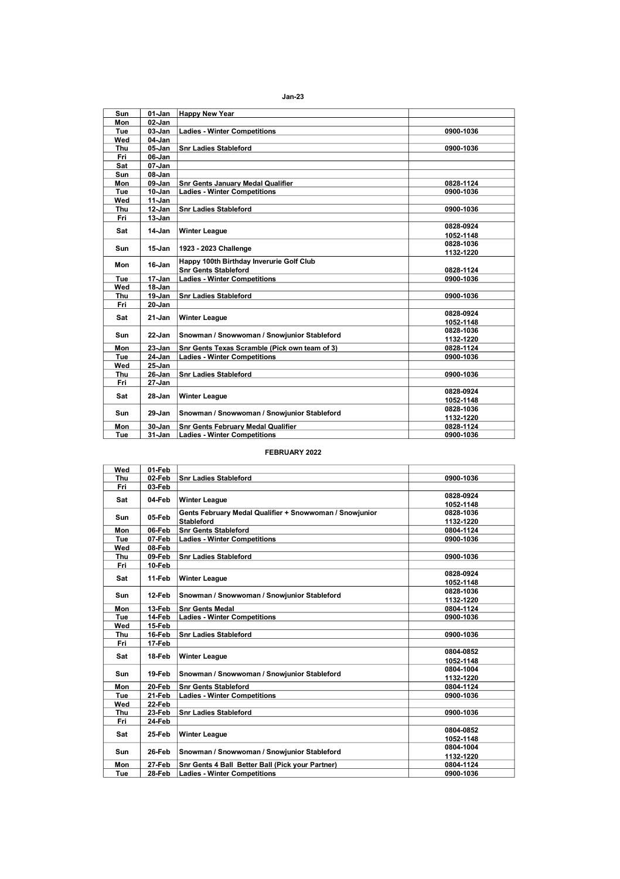## Jan-23

| Day | Date | Event | Times |
|---|---|---|---|
| Sun | 01-Jan | Happy New Year | |
| Mon | 02-Jan | | |
| Tue | 03-Jan | Ladies - Winter Competitions | 0900-1036 |
| Wed | 04-Jan | | |
| Thu | 05-Jan | Snr Ladies Stableford | 0900-1036 |
| Fri | 06-Jan | | |
| Sat | 07-Jan | | |
| Sun | 08-Jan | | |
| Mon | 09-Jan | Snr Gents January Medal Qualifier | 0828-1124 |
| Tue | 10-Jan | Ladies - Winter Competitions | 0900-1036 |
| Wed | 11-Jan | | |
| Thu | 12-Jan | Snr Ladies Stableford | 0900-1036 |
| Fri | 13-Jan | | |
| Sat | 14-Jan | Winter League | 0828-0924<br>1052-1148 |
| Sun | 15-Jan | 1923 - 2023 Challenge | 0828-1036<br>1132-1220 |
| Mon | 16-Jan | Happy 100th Birthday Inverurie Golf Club<br>Snr Gents Stableford | 0828-1124 |
| Tue | 17-Jan | Ladies - Winter Competitions | 0900-1036 |
| Wed | 18-Jan | | |
| Thu | 19-Jan | Snr Ladies Stableford | 0900-1036 |
| Fri | 20-Jan | | |
| Sat | 21-Jan | Winter League | 0828-0924<br>1052-1148 |
| Sun | 22-Jan | Snowman / Snowwoman / Snowjunior Stableford | 0828-1036<br>1132-1220 |
| Mon | 23-Jan | Snr Gents Texas Scramble (Pick own team of 3) | 0828-1124 |
| Tue | 24-Jan | Ladies - Winter Competitions | 0900-1036 |
| Wed | 25-Jan | | |
| Thu | 26-Jan | Snr Ladies Stableford | 0900-1036 |
| Fri | 27-Jan | | |
| Sat | 28-Jan | Winter League | 0828-0924<br>1052-1148 |
| Sun | 29-Jan | Snowman / Snowwoman / Snowjunior Stableford | 0828-1036<br>1132-1220 |
| Mon | 30-Jan | Snr Gents February Medal Qualifier | 0828-1124 |
| Tue | 31-Jan | Ladies - Winter Competitions | 0900-1036 |

## FEBRUARY 2022

| Day | Date | Event | Times |
|---|---|---|---|
| Wed | 01-Feb | | |
| Thu | 02-Feb | Snr Ladies Stableford | 0900-1036 |
| Fri | 03-Feb | | |
| Sat | 04-Feb | Winter League | 0828-0924<br>1052-1148 |
| Sun | 05-Feb | Gents February Medal Qualifier + Snowwoman / Snowjunior Stableford | 0828-1036<br>1132-1220 |
| Mon | 06-Feb | Snr Gents Stableford | 0804-1124 |
| Tue | 07-Feb | Ladies - Winter Competitions | 0900-1036 |
| Wed | 08-Feb | | |
| Thu | 09-Feb | Snr Ladies Stableford | 0900-1036 |
| Fri | 10-Feb | | |
| Sat | 11-Feb | Winter League | 0828-0924<br>1052-1148 |
| Sun | 12-Feb | Snowman / Snowwoman / Snowjunior Stableford | 0828-1036<br>1132-1220 |
| Mon | 13-Feb | Snr Gents Medal | 0804-1124 |
| Tue | 14-Feb | Ladies - Winter Competitions | 0900-1036 |
| Wed | 15-Feb | | |
| Thu | 16-Feb | Snr Ladies Stableford | 0900-1036 |
| Fri | 17-Feb | | |
| Sat | 18-Feb | Winter League | 0804-0852<br>1052-1148 |
| Sun | 19-Feb | Snowman / Snowwoman / Snowjunior Stableford | 0804-1004<br>1132-1220 |
| Mon | 20-Feb | Snr Gents Stableford | 0804-1124 |
| Tue | 21-Feb | Ladies - Winter Competitions | 0900-1036 |
| Wed | 22-Feb | | |
| Thu | 23-Feb | Snr Ladies Stableford | 0900-1036 |
| Fri | 24-Feb | | |
| Sat | 25-Feb | Winter League | 0804-0852<br>1052-1148 |
| Sun | 26-Feb | Snowman / Snowwoman / Snowjunior Stableford | 0804-1004<br>1132-1220 |
| Mon | 27-Feb | Snr Gents 4 Ball Better Ball (Pick your Partner) | 0804-1124 |
| Tue | 28-Feb | Ladies - Winter Competitions | 0900-1036 |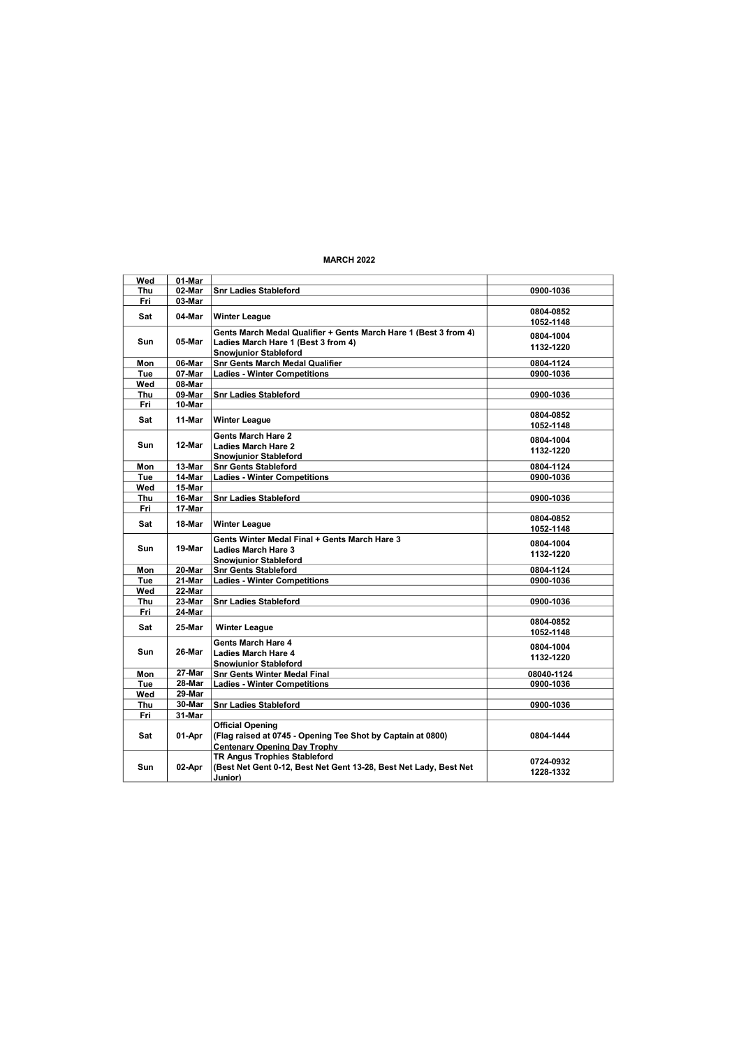**MARCH 2022**

| | | | |
|---|---|---|---|
| **Wed** | **01-Mar** | | |
| **Thu** | **02-Mar** | **Snr Ladies Stableford** | **0900-1036** |
| **Fri** | **03-Mar** | | |
| **Sat** | **04-Mar** | **Winter League** | **0804-0852**<br>**1052-1148** |
| **Sun** | **05-Mar** | **Gents March Medal Qualifier + Gents March Hare 1 (Best 3 from 4)**<br>**Ladies March Hare 1 (Best 3 from 4)**<br>**Snowjunior Stableford** | **0804-1004**<br>**1132-1220** |
| **Mon** | **06-Mar** | **Snr Gents March Medal Qualifier** | **0804-1124** |
| **Tue** | **07-Mar** | **Ladies - Winter Competitions** | **0900-1036** |
| **Wed** | **08-Mar** | | |
| **Thu** | **09-Mar** | **Snr Ladies Stableford** | **0900-1036** |
| **Fri** | **10-Mar** | | |
| **Sat** | **11-Mar** | **Winter League** | **0804-0852**<br>**1052-1148** |
| **Sun** | **12-Mar** | **Gents March Hare 2**<br>**Ladies March Hare 2**<br>**Snowjunior Stableford** | **0804-1004**<br>**1132-1220** |
| **Mon** | **13-Mar** | **Snr Gents Stableford** | **0804-1124** |
| **Tue** | **14-Mar** | **Ladies - Winter Competitions** | **0900-1036** |
| **Wed** | **15-Mar** | | |
| **Thu** | **16-Mar** | **Snr Ladies Stableford** | **0900-1036** |
| **Fri** | **17-Mar** | | |
| **Sat** | **18-Mar** | **Winter League** | **0804-0852**<br>**1052-1148** |
| **Sun** | **19-Mar** | **Gents Winter Medal Final + Gents March Hare 3**<br>**Ladies March Hare 3**<br>**Snowjunior Stableford** | **0804-1004**<br>**1132-1220** |
| **Mon** | **20-Mar** | **Snr Gents Stableford** | **0804-1124** |
| **Tue** | **21-Mar** | **Ladies - Winter Competitions** | **0900-1036** |
| **Wed** | **22-Mar** | | |
| **Thu** | **23-Mar** | **Snr Ladies Stableford** | **0900-1036** |
| **Fri** | **24-Mar** | | |
| **Sat** | **25-Mar** | **Winter League** | **0804-0852**<br>**1052-1148** |
| **Sun** | **26-Mar** | **Gents March Hare 4**<br>**Ladies March Hare 4**<br>**Snowjunior Stableford** | **0804-1004**<br>**1132-1220** |
| **Mon** | **27-Mar** | **Snr Gents Winter Medal Final** | **08040-1124** |
| **Tue** | **28-Mar** | **Ladies - Winter Competitions** | **0900-1036** |
| **Wed** | **29-Mar** | | |
| **Thu** | **30-Mar** | **Snr Ladies Stableford** | **0900-1036** |
| **Fri** | **31-Mar** | | |
| **Sat** | **01-Apr** | **Official Opening**<br>**(Flag raised at 0745 - Opening Tee Shot by Captain at 0800)**<br>**Centenary Opening Day Trophy** | **0804-1444** |
| **Sun** | **02-Apr** | **TR Angus Trophies Stableford**<br>**(Best Net Gent 0-12, Best Net Gent 13-28, Best Net Lady, Best Net Junior)** | **0724-0932**<br>**1228-1332** |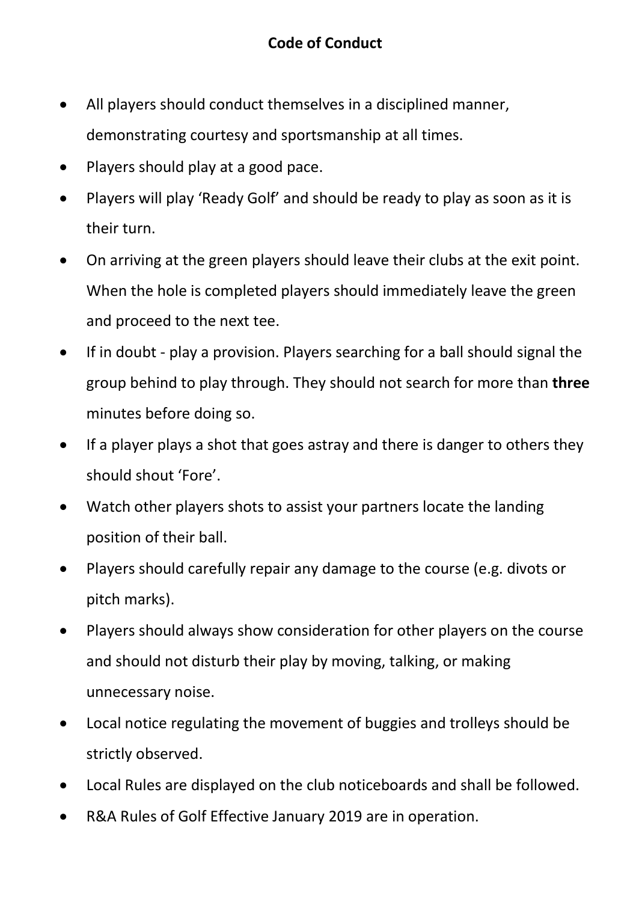**Code of Conduct**

- All players should conduct themselves in a disciplined manner, demonstrating courtesy and sportsmanship at all times.
- Players should play at a good pace.
- Players will play 'Ready Golf' and should be ready to play as soon as it is their turn.
- On arriving at the green players should leave their clubs at the exit point. When the hole is completed players should immediately leave the green and proceed to the next tee.
- If in doubt - play a provision. Players searching for a ball should signal the group behind to play through. They should not search for more than **three** minutes before doing so.
- If a player plays a shot that goes astray and there is danger to others they should shout 'Fore'.
- Watch other players shots to assist your partners locate the landing position of their ball.
- Players should carefully repair any damage to the course (e.g. divots or pitch marks).
- Players should always show consideration for other players on the course and should not disturb their play by moving, talking, or making unnecessary noise.
- Local notice regulating the movement of buggies and trolleys should be strictly observed.
- Local Rules are displayed on the club noticeboards and shall be followed.
- R&A Rules of Golf Effective January 2019 are in operation.